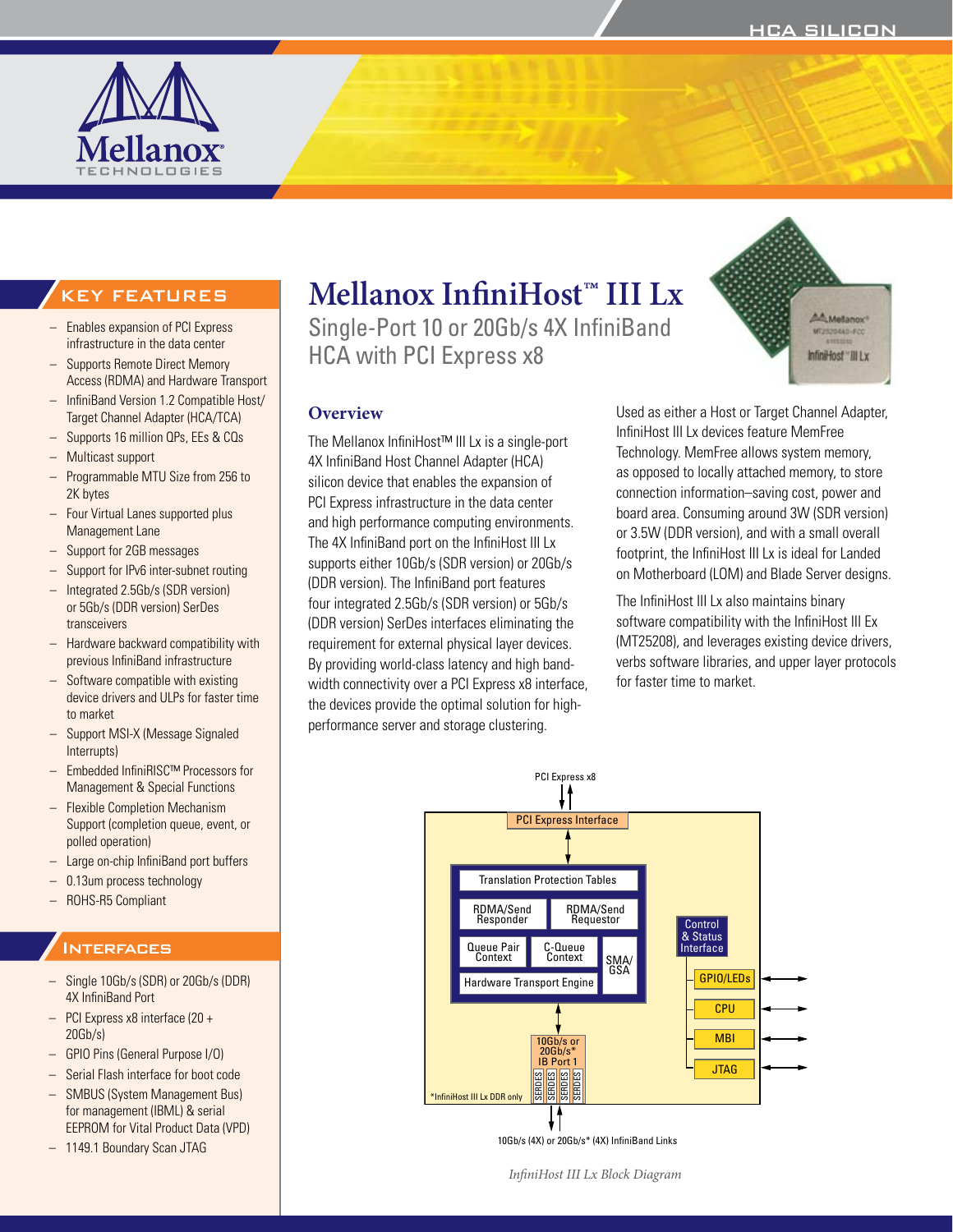# Mellanox InfiniHost™ III Lx

## Single-Port 10 or 20Gb/s 4X InfiniBand HCA with PCI Express x8

## KEY FEATURES

- Enables expansion of PCI Express infrastructure in the data center
- Supports Remote Direct Memory Access (RDMA) and Hardware Transport
- InfiniBand Version 1.2 Compatible Host/ Target Channel Adapter (HCA/TCA)
- Supports 16 million QPs, EEs & CQs
- Multicast support
- Programmable MTU Size from 256 to 2K bytes
- Four Virtual Lanes supported plus Management Lane
- Support for 2GB messages
- Support for IPv6 inter-subnet routing
- Integrated 2.5Gb/s (SDR version) or 5Gb/s (DDR version) SerDes transceivers
- Hardware backward compatibility with previous InfiniBand infrastructure
- Software compatible with existing device drivers and ULPs for faster time to market
- Support MSI-X (Message Signaled Interrupts)
- Embedded InfiniRISC™ Processors for Management & Special Functions
- Flexible Completion Mechanism Support (completion queue, event, or polled operation)
- Large on-chip InfiniBand port buffers
- 0.13um process technology
- ROHS-R5 Compliant

## INTERFACES

- Single 10Gb/s (SDR) or 20Gb/s (DDR) 4X InfiniBand Port
- PCI Express x8 interface (20 + 20Gb/s)
- GPIO Pins (General Purpose I/O)
- Serial Flash interface for boot code
- SMBUS (System Management Bus) for management (IBML) & serial EEPROM for Vital Product Data (VPD)
- 1149.1 Boundary Scan JTAG

## Overview

The Mellanox InfiniHost™ III Lx is a single-port 4X InfiniBand Host Channel Adapter (HCA) silicon device that enables the expansion of PCI Express infrastructure in the data center and high performance computing environments. The 4X InfiniBand port on the InfiniHost III Lx supports either 10Gb/s (SDR version) or 20Gb/s (DDR version). The InfiniBand port features four integrated 2.5Gb/s (SDR version) or 5Gb/s (DDR version) SerDes interfaces eliminating the requirement for external physical layer devices. By providing world-class latency and high bandwidth connectivity over a PCI Express x8 interface, the devices provide the optimal solution for high-performance server and storage clustering.

Used as either a Host or Target Channel Adapter, InfiniHost III Lx devices feature MemFree Technology. MemFree allows system memory, as opposed to locally attached memory, to store connection information–saving cost, power and board area. Consuming around 3W (SDR version) or 3.5W (DDR version), and with a small overall footprint, the InfiniHost III Lx is ideal for Landed on Motherboard (LOM) and Blade Server designs.

The InfiniHost III Lx also maintains binary software compatibility with the InfiniHost III Ex (MT25208), and leverages existing device drivers, verbs software libraries, and upper layer protocols for faster time to market.

PCI Express x8
PCI Express Interface
Translation Protection Tables
RDMA/Send Responder
RDMA/Send Requestor
Queue Pair Context
C-Queue Context
SMA/ GSA
Hardware Transport Engine
Control & Status Interface
GPIO/LEDs
CPU
MBI
JTAG
10Gb/s or 20Gb/s* IB Port 1
SERDES SERDES SERDES SERDES
*InfiniHost III Lx DDR only
10Gb/s (4X) or 20Gb/s* (4X) InfiniBand Links

*InfiniHost III Lx Block Diagram*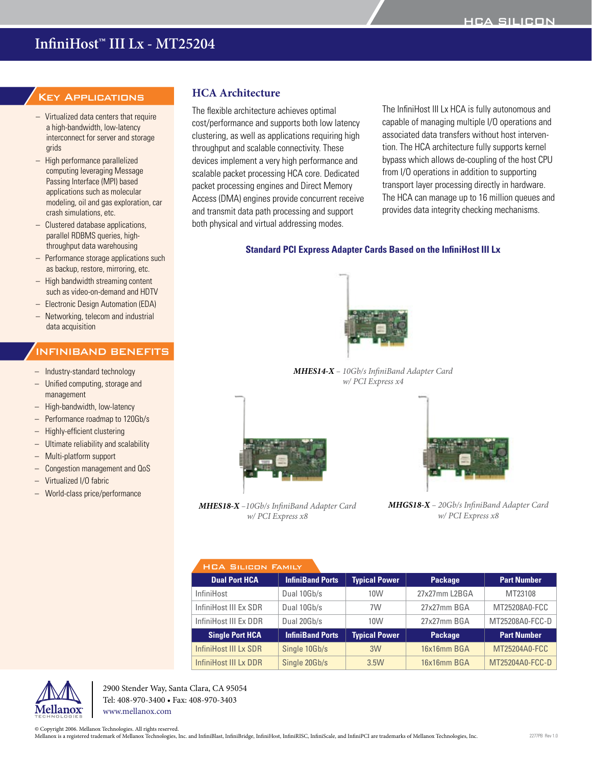# InfiniHost™ III Lx - MT25204

## Key Applications

- Virtualized data centers that require a high-bandwidth, low-latency interconnect for server and storage grids
- High performance parallelized computing leveraging Message Passing Interface (MPI) based applications such as molecular modeling, oil and gas exploration, car crash simulations, etc.
- Clustered database applications, parallel RDBMS queries, high-throughput data warehousing
- Performance storage applications such as backup, restore, mirroring, etc.
- High bandwidth streaming content such as video-on-demand and HDTV
- Electronic Design Automation (EDA)
- Networking, telecom and industrial data acquisition

## InfiniBand Benefits

- Industry-standard technology
- Unified computing, storage and management
- High-bandwidth, low-latency
- Performance roadmap to 120Gb/s
- Highly-efficient clustering
- Ultimate reliability and scalability
- Multi-platform support
- Congestion management and QoS
- Virtualized I/O fabric
- World-class price/performance

## HCA Architecture

The flexible architecture achieves optimal cost/performance and supports both low latency clustering, as well as applications requiring high throughput and scalable connectivity. These devices implement a very high performance and scalable packet processing HCA core. Dedicated packet processing engines and Direct Memory Access (DMA) engines provide concurrent receive and transmit data path processing and support both physical and virtual addressing modes.

The InfiniHost III Lx HCA is fully autonomous and capable of managing multiple I/O operations and associated data transfers without host intervention. The HCA architecture fully supports kernel bypass which allows de-coupling of the host CPU from I/O operations in addition to supporting transport layer processing directly in hardware. The HCA can manage up to 16 million queues and provides data integrity checking mechanisms.

### Standard PCI Express Adapter Cards Based on the InfiniHost III Lx

***MHES14-X*** *– 10Gb/s InfiniBand Adapter Card w/ PCI Express x4*

***MHES18-X*** *–10Gb/s InfiniBand Adapter Card w/ PCI Express x8*

***MHGS18-X*** *– 20Gb/s InfiniBand Adapter Card w/ PCI Express x8*

### HCA Silicon Family

| Dual Port HCA | InfiniBand Ports | Typical Power | Package | Part Number |
|---|---|---|---|---|
| InfiniHost | Dual 10Gb/s | 10W | 27x27mm L2BGA | MT23108 |
| InfiniHost III Ex SDR | Dual 10Gb/s | 7W | 27x27mm BGA | MT25208A0-FCC |
| InfiniHost III Ex DDR | Dual 20Gb/s | 10W | 27x27mm BGA | MT25208A0-FCC-D |
| **Single Port HCA** | **InfiniBand Ports** | **Typical Power** | **Package** | **Part Number** |
| InfiniHost III Lx SDR | Single 10Gb/s | 3W | 16x16mm BGA | MT25204A0-FCC |
| InfiniHost III Lx DDR | Single 20Gb/s | 3.5W | 16x16mm BGA | MT25204A0-FCC-D |

Mellanox Technologies

2900 Stender Way, Santa Clara, CA 95054
Tel: 408-970-3400 • Fax: 408-970-3403
www.mellanox.com

© Copyright 2006. Mellanox Technologies. All rights reserved.
Mellanox is a registered trademark of Mellanox Technologies, Inc. and InfiniBlast, InfiniBridge, InfiniHost, InfiniRISC, InfiniScale, and InfiniPCI are trademarks of Mellanox Technologies, Inc.

2277PB Rev 1.0